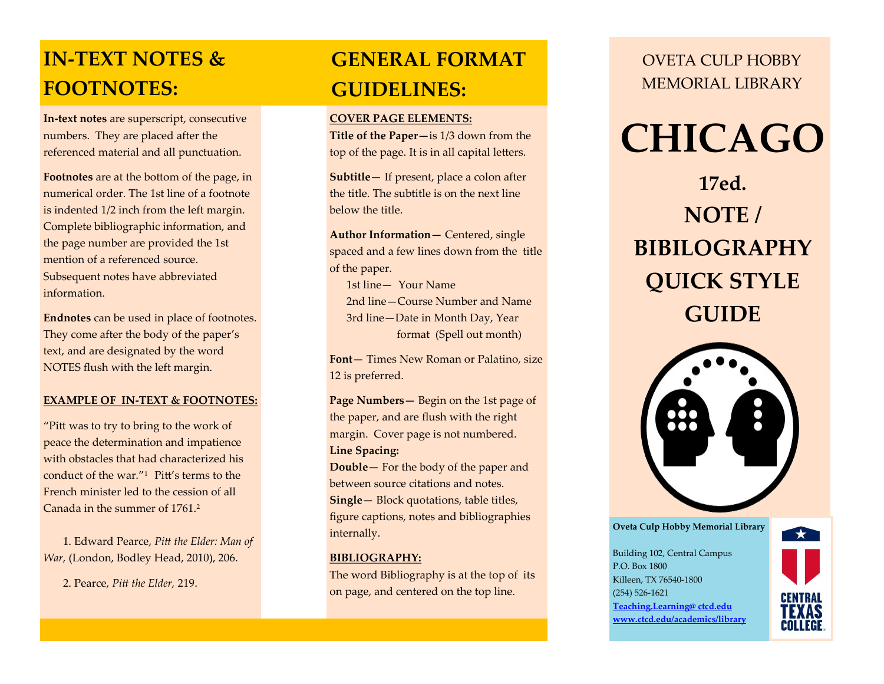# IN-TEXT NOTES & FOOTNOTES:

**In-text notes** are superscript, consecutive numbers. They are placed after the referenced material and all punctuation.

**Footnotes** are at the bottom of the page, in numerical order. The 1st line of a footnote is indented 1/2 inch from the left margin. Complete bibliographic information, and the page number are provided the 1st mention of a referenced source. Subsequent notes have abbreviated information.

**Endnotes** can be used in place of footnotes. They come after the body of the paper's text, and are designated by the word NOTES flush with the left margin.

**EXAMPLE OF IN-TEXT & FOOTNOTES:**

"Pitt was to try to bring to the work of peace the determination and impatience with obstacles that had characterized his conduct of the war."[1] Pitt's terms to the French minister led to the cession of all Canada in the summer of 1761.[2]

1. Edward Pearce, *Pitt the Elder: Man of War*, (London, Bodley Head, 2010), 206.

2. Pearce, *Pitt the Elder*, 219.

# GENERAL FORMAT GUIDELINES:

**COVER PAGE ELEMENTS:**

**Title of the Paper—**is 1/3 down from the top of the page. It is in all capital letters.

**Subtitle—** If present, place a colon after the title. The subtitle is on the next line below the title.

**Author Information—** Centered, single spaced and a few lines down from the title of the paper.

- 1st line— Your Name
- 2nd line—Course Number and Name
- 3rd line—Date in Month Day, Year format (Spell out month)

**Font—** Times New Roman or Palatino, size 12 is preferred.

**Page Numbers—** Begin on the 1st page of the paper, and are flush with the right margin. Cover page is not numbered.

**Line Spacing:**

**Double—** For the body of the paper and between source citations and notes.

**Single—** Block quotations, table titles, figure captions, notes and bibliographies internally.

**BIBLIOGRAPHY:**

The word Bibliography is at the top of its on page, and centered on the top line.

OVETA CULP HOBBY MEMORIAL LIBRARY

# CHICAGO

## 17ed. NOTE / BIBILOGRAPHY QUICK STYLE GUIDE

**Oveta Culp Hobby Memorial Library**

Building 102, Central Campus
P.O. Box 1800
Killeen, TX 76540-1800
(254) 526-1621
Teaching.Learning@ ctcd.edu
www.ctcd.edu/academics/library

CENTRAL TEXAS COLLEGE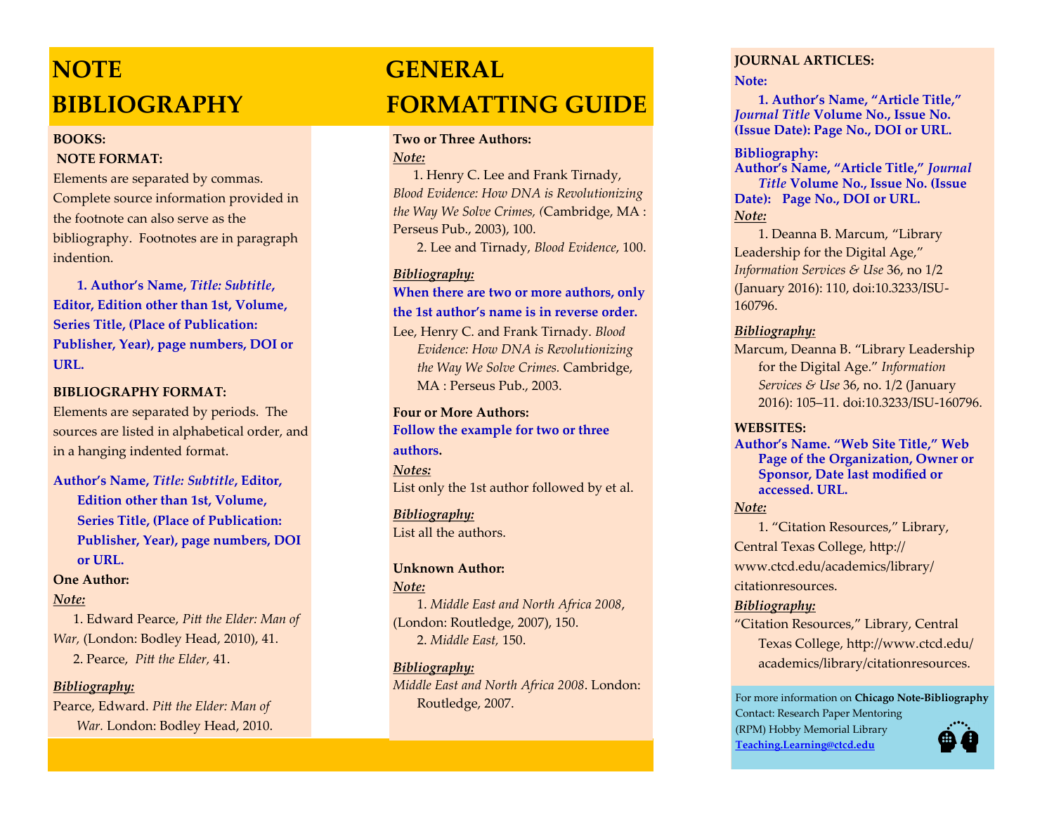# NOTE BIBLIOGRAPHY GENERAL FORMATTING GUIDE

**BOOKS:**

**NOTE FORMAT:**

Elements are separated by commas. Complete source information provided in the footnote can also serve as the bibliography. Footnotes are in paragraph indention.

**1. Author's Name, *Title: Subtitle*, Editor, Edition other than 1st, Volume, Series Title, (Place of Publication: Publisher, Year), page numbers, DOI or URL.**

**BIBLIOGRAPHY FORMAT:**

Elements are separated by periods. The sources are listed in alphabetical order, and in a hanging indented format.

**Author's Name, *Title: Subtitle*, Editor, Edition other than 1st, Volume, Series Title, (Place of Publication: Publisher, Year), page numbers, DOI or URL.**

**One Author:**

***Note:***

1. Edward Pearce, *Pitt the Elder: Man of War,* (London: Bodley Head, 2010), 41.

2. Pearce, *Pitt the Elder*, 41.

***Bibliography:***

Pearce, Edward. *Pitt the Elder: Man of War.* London: Bodley Head, 2010.

**Two or Three Authors:**

***Note:***

1. Henry C. Lee and Frank Tirnady, *Blood Evidence: How DNA is Revolutionizing the Way We Solve Crimes, (*Cambridge, MA : Perseus Pub., 2003), 100.

2. Lee and Tirnady, *Blood Evidence*, 100.

***Bibliography:***

**When there are two or more authors, only the 1st author's name is in reverse order.**

Lee, Henry C. and Frank Tirnady. *Blood Evidence: How DNA is Revolutionizing the Way We Solve Crimes.* Cambridge, MA : Perseus Pub., 2003.

**Four or More Authors:**

**Follow the example for two or three authors.**

***Notes:***

List only the 1st author followed by et al.

***Bibliography:***

List all the authors.

**Unknown Author:**

***Note:***

1. *Middle East and North Africa 2008*, (London: Routledge, 2007), 150.

2. *Middle East*, 150.

***Bibliography:***

*Middle East and North Africa 2008*. London: Routledge, 2007.

**JOURNAL ARTICLES:**

**Note:**

**1. Author's Name, "Article Title," *Journal Title* Volume No., Issue No. (Issue Date): Page No., DOI or URL.**

**Bibliography:**

**Author's Name, "Article Title," *Journal Title* Volume No., Issue No. (Issue Date): Page No., DOI or URL.**

***Note:***

1. Deanna B. Marcum, "Library Leadership for the Digital Age," *Information Services & Use* 36, no 1/2 (January 2016): 110, doi:10.3233/ISU-160796.

***Bibliography:***

Marcum, Deanna B. "Library Leadership for the Digital Age." *Information Services & Use* 36, no. 1/2 (January 2016): 105–11. doi:10.3233/ISU-160796.

**WEBSITES:**

**Author's Name. "Web Site Title," Web Page of the Organization, Owner or Sponsor, Date last modified or accessed. URL.**

***Note:***

1. "Citation Resources," Library, Central Texas College, http://www.ctcd.edu/academics/library/citationresources.

***Bibliography:***

"Citation Resources," Library, Central Texas College, http://www.ctcd.edu/academics/library/citationresources.

For more information on **Chicago Note-Bibliography**
Contact: Research Paper Mentoring (RPM) Hobby Memorial Library
**Teaching.Learning@ctcd.edu**